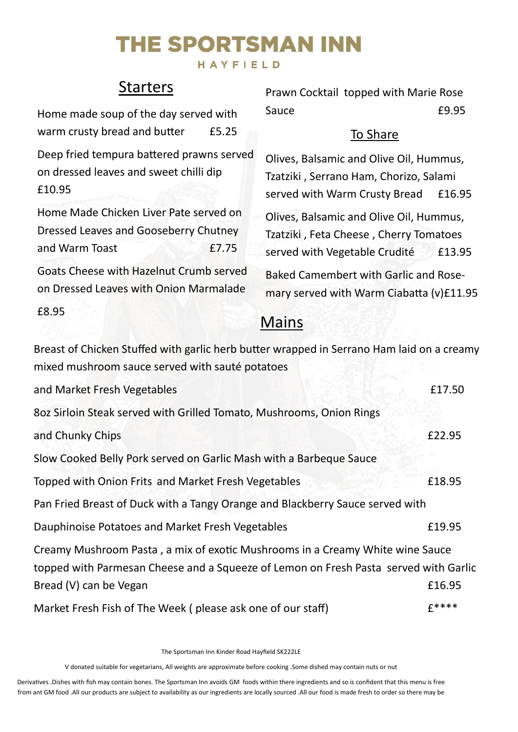# THE SPORTSMAN INN

HAYFIELD

## Starters

Home made soup of the day served with warm crusty bread and butter £5.25

Deep fried tempura battered prawns served on dressed leaves and sweet chilli dip £10.95

Home Made Chicken Liver Pate served on Dressed Leaves and Gooseberry Chutney and Warm Toast £7.75

Goats Cheese with Hazelnut Crumb served on Dressed Leaves with Onion Marmalade £8.95

Prawn Cocktail topped with Marie Rose Sauce £9.95

## To Share

Olives, Balsamic and Olive Oil, Hummus, Tzatziki , Serrano Ham, Chorizo, Salami served with Warm Crusty Bread £16.95

Olives, Balsamic and Olive Oil, Hummus, Tzatziki , Feta Cheese , Cherry Tomatoes served with Vegetable Crudité £13.95

Baked Camembert with Garlic and Rosemary served with Warm Ciabatta (v)£11.95

## Mains

Breast of Chicken Stuffed with garlic herb butter wrapped in Serrano Ham laid on a creamy mixed mushroom sauce served with sauté potatoes and Market Fresh Vegetables £17.50

8oz Sirloin Steak served with Grilled Tomato, Mushrooms, Onion Rings and Chunky Chips £22.95

Slow Cooked Belly Pork served on Garlic Mash with a Barbeque Sauce Topped with Onion Frits and Market Fresh Vegetables £18.95

Pan Fried Breast of Duck with a Tangy Orange and Blackberry Sauce served with Dauphinoise Potatoes and Market Fresh Vegetables £19.95

Creamy Mushroom Pasta , a mix of exotic Mushrooms in a Creamy White wine Sauce topped with Parmesan Cheese and a Squeeze of Lemon on Fresh Pasta served with Garlic Bread (V) can be Vegan £16.95

Market Fresh Fish of The Week ( please ask one of our staff) £****

The Sportsman Inn Kinder Road Hayfield SK222LE

V donated suitable for vegetarians, All weights are approximate before cooking .Some dished may contain nuts or nut Derivatives .Dishes with fish may contain bones. The Sportsman Inn avoids GM foods within there ingredients and so is confident that this menu is free from ant GM food .All our products are subject to availability as our ingredients are locally sourced .All our food is made fresh to order so there may be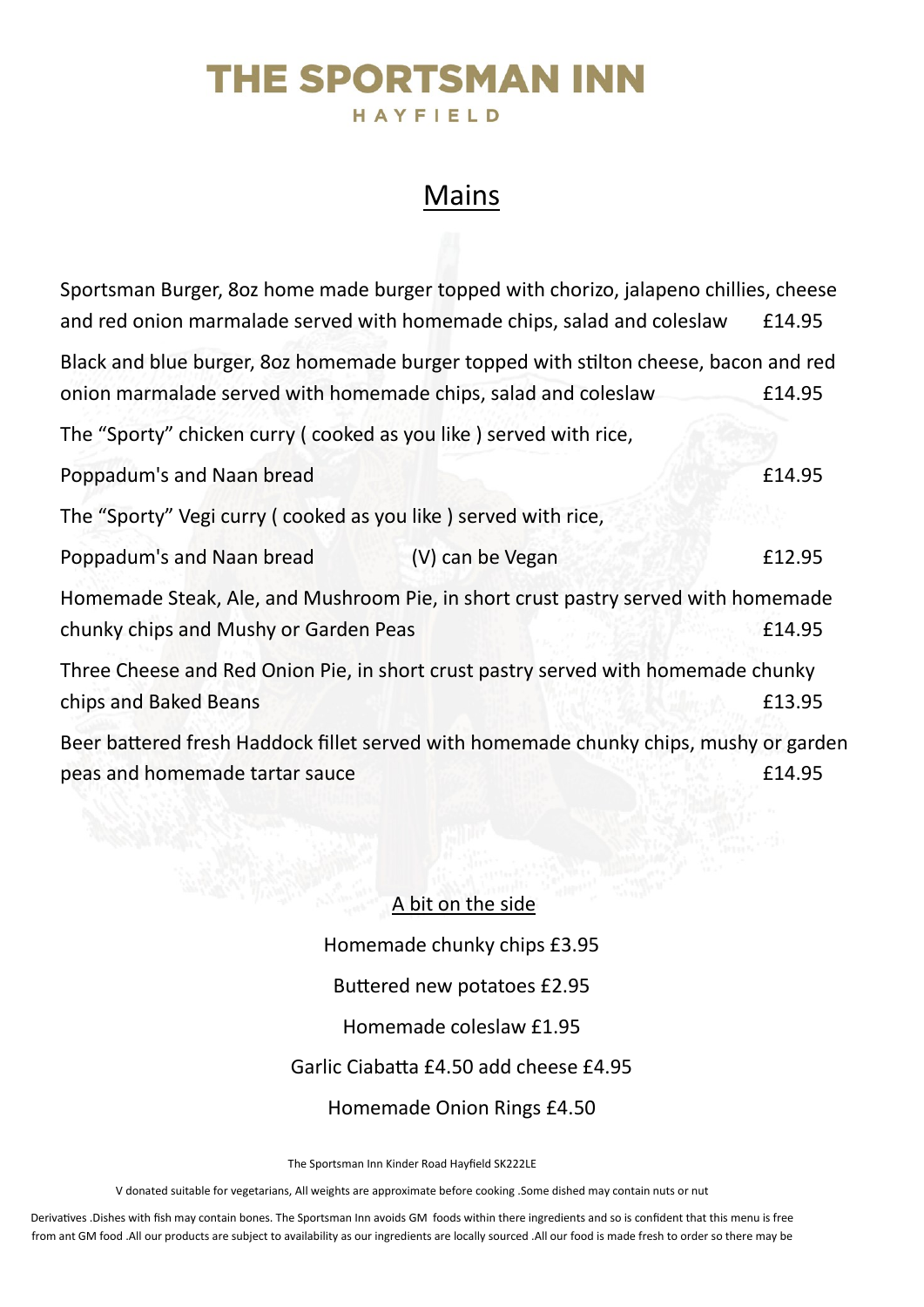# THE SPORTSMAN INN

HAYFIELD

## Mains

Sportsman Burger, 8oz home made burger topped with chorizo, jalapeno chillies, cheese and red onion marmalade served with homemade chips, salad and coleslaw £14.95

Black and blue burger, 8oz homemade burger topped with stilton cheese, bacon and red onion marmalade served with homemade chips, salad and coleslaw £14.95

The "Sporty" chicken curry ( cooked as you like ) served with rice,

Poppadum's and Naan bread £14.95

The "Sporty" Vegi curry ( cooked as you like ) served with rice,

Poppadum's and Naan bread (V) can be Vegan £12.95

Homemade Steak, Ale, and Mushroom Pie, in short crust pastry served with homemade chunky chips and Mushy or Garden Peas £14.95

Three Cheese and Red Onion Pie, in short crust pastry served with homemade chunky chips and Baked Beans £13.95

Beer battered fresh Haddock fillet served with homemade chunky chips, mushy or garden peas and homemade tartar sauce £14.95

### A bit on the side

Homemade chunky chips £3.95

Buttered new potatoes £2.95

Homemade coleslaw £1.95

Garlic Ciabatta £4.50 add cheese £4.95

Homemade Onion Rings £4.50

The Sportsman Inn Kinder Road Hayfield SK222LE

V donated suitable for vegetarians, All weights are approximate before cooking .Some dished may contain nuts or nut

Derivatives .Dishes with fish may contain bones. The Sportsman Inn avoids GM foods within there ingredients and so is confident that this menu is free from ant GM food .All our products are subject to availability as our ingredients are locally sourced .All our food is made fresh to order so there may be